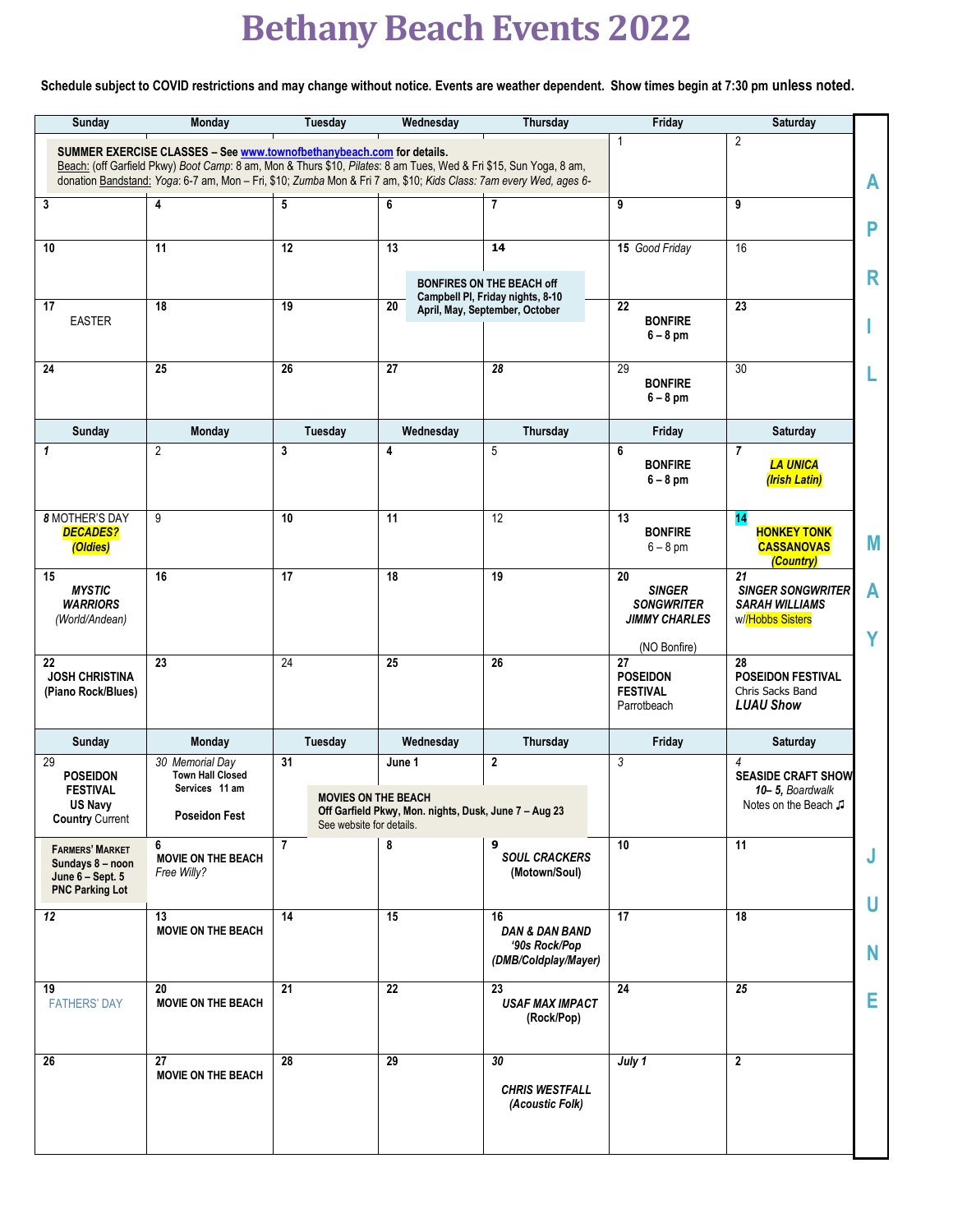# Bethany Beach Events 2022

**Schedule subject to COVID restrictions and may change without notice. Events are weather dependent. Show times begin at 7:30 pm unless noted.**

## APRIL

**SUMMER EXERCISE CLASSES – See www.townofbethanybeach.com for details.**
Beach: (off Garfield Pkwy) *Boot Camp:* 8 am, Mon & Thurs $10, *Pilates:* 8 am Tues, Wed & Fri $15, Sun Yoga, 8 am, donation Bandstand: *Yoga*: 6-7 am, Mon – Fri, $10; *Zumba* Mon & Fri 7 am, $10; *Kids Class: 7am every Wed, ages 6-*

**BONFIRES ON THE BEACH off Campbell Pl, Friday nights, 8-10 April, May, September, October**

| Sunday | Monday | Tuesday | Wednesday | Thursday | Friday | Saturday |
|---|---|---|---|---|---|---|
| | | | | | 1 | 2 |
| 3 | 4 | 5 | 6 | 7 | 9 | 9 |
| 10 | 11 | 12 | 13 | 14 | 15 *Good Friday* | 16 |
| 17 EASTER | 18 | 19 | 20 | | 22 **BONFIRE 6 – 8 pm** | 23 |
| 24 | 25 | 26 | 27 | 28 | 29 **BONFIRE 6 – 8 pm** | 30 |

## MAY

| Sunday | Monday | Tuesday | Wednesday | Thursday | Friday | Saturday |
|---|---|---|---|---|---|---|
| 1 | 2 | 3 | 4 | 5 | 6 **BONFIRE 6 – 8 pm** | 7 ***LA UNICA (Irish Latin)*** |
| 8 MOTHER'S DAY ***DECADES? (Oldies)*** | 9 | 10 | 11 | 12 | 13 **BONFIRE** 6 – 8 pm | 14 **HONKEY TONK CASSANOVAS *(Country)*** |
| 15 ***MYSTIC WARRIORS*** *(World/Andean)* | 16 | 17 | 18 | 19 | 20 ***SINGER SONGWRITER JIMMY CHARLES*** (NO Bonfire) | 21 ***SINGER SONGWRITER SARAH WILLIAMS*** w/ Hobbs Sisters |
| 22 **JOSH CHRISTINA (Piano Rock/Blues)** | 23 | 24 | 25 | 26 | 27 **POSEIDON FESTIVAL** Parrotbeach | 28 **POSEIDON FESTIVAL** Chris Sacks Band ***LUAU Show*** |

## JUNE

**MOVIES ON THE BEACH** Off Garfield Pkwy, Mon. nights, Dusk, June 7 – Aug 23. See website for details.

**FARMERS' MARKET** Sundays 8 – noon June 6 – Sept. 5 PNC Parking Lot

| Sunday | Monday | Tuesday | Wednesday | Thursday | Friday | Saturday |
|---|---|---|---|---|---|---|
| 29 **POSEIDON FESTIVAL US Navy Country** Current | 30 *Memorial Day* **Town Hall Closed Services 11 am** **Poseidon Fest** | 31 | June 1 | 2 | 3 | 4 **SEASIDE CRAFT SHOW** ***10– 5,*** *Boardwalk* Notes on the Beach ♫ |
| | 6 **MOVIE ON THE BEACH** *Free Willy?* | 7 | 8 | 9 ***SOUL CRACKERS*** **(Motown/Soul)** | 10 | 11 |
| 12 | 13 **MOVIE ON THE BEACH** | 14 | 15 | 16 ***DAN & DAN BAND '90s Rock/Pop (DMB/Coldplay/Mayer)*** | 17 | 18 |
| 19 FATHERS' DAY | 20 **MOVIE ON THE BEACH** | 21 | 22 | 23 ***USAF MAX IMPACT*** **(Rock/Pop)** | 24 | 25 |
| 26 | 27 **MOVIE ON THE BEACH** | 28 | 29 | 30 ***CHRIS WESTFALL (Acoustic Folk)*** | July 1 | 2 |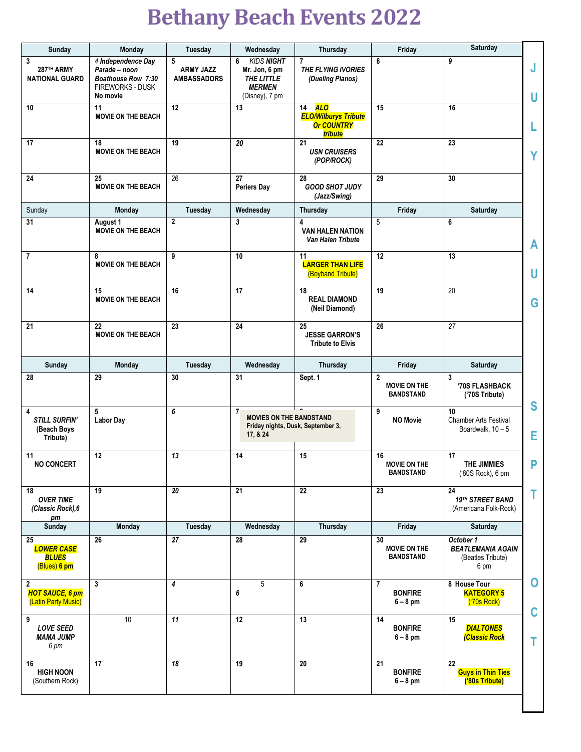# Bethany Beach Events 2022

| Sunday | Monday | Tuesday | Wednesday | Thursday | Friday | Saturday | |
|---|---|---|---|---|---|---|---|
| 3 287TH ARMY NATIONAL GUARD | *4 Independence Day Parade – noon Boathouse Row 7:30* FIREWORKS - DUSK No movie | 5 ARMY JAZZ AMBASSADORS | 6 *KIDS NIGHT* Mr. Jon, 6 pm *THE LITTLE MERMEN* (Disney), 7 pm | 7 *THE FLYING IVORIES (Dueling Pianos)* | 8 | 9 | J |
| 10 | 11 MOVIE ON THE BEACH | 12 | 13 | 14 *ALO ELO/Wilburys Tribute Or COUNTRY tribute* | 15 | 16 | U |
| 17 | 18 MOVIE ON THE BEACH | 19 | 20 | 21 *USN CRUISERS (POP/ROCK)* | 22 | 23 | L |
| 24 | 25 MOVIE ON THE BEACH | 26 | 27 Periers Day | 28 *GOOD SHOT JUDY (Jazz/Swing)* | 29 | 30 | Y |
| **Sunday** | **Monday** | **Tuesday** | **Wednesday** | **Thursday** | **Friday** | **Saturday** | |
| 31 | August 1 MOVIE ON THE BEACH | 2 | 3 | 4 VAN HALEN NATION *Van Halen Tribute* | 5 | 6 | A |
| 7 | 8 MOVIE ON THE BEACH | 9 | 10 | 11 LARGER THAN LIFE (Boyband Tribute) | 12 | 13 | U |
| 14 | 15 MOVIE ON THE BEACH | 16 | 17 | 18 REAL DIAMOND (Neil Diamond) | 19 | 20 | G |
| 21 | 22 MOVIE ON THE BEACH | 23 | 24 | 25 JESSE GARRON'S Tribute to Elvis | 26 | 27 | |
| **Sunday** | **Monday** | **Tuesday** | **Wednesday** | **Thursday** | **Friday** | **Saturday** | |
| 28 | 29 | 30 | 31 | Sept. 1 | 2 MOVIE ON THE BANDSTAND | 3 '70S FLASHBACK ('70S Tribute) | S |
| 4 *STILL SURFIN'* (Beach Boys Tribute) | 5 Labor Day | 6 | 7 | 8 | 9 NO Movie | 10 Chamber Arts Festival Boardwalk, 10 – 5 | E |
| 11 NO CONCERT | 12 | 13 | 14 | 15 | 16 MOVIE ON THE BANDSTAND | 17 THE JIMMIES ('80S Rock), 6 pm | P |
| 18 *OVER TIME (Classic Rock),6 pm* | 19 | 20 | 21 | 22 | 23 | 24 *19TH STREET BAND* (Americana Folk-Rock) | T |
| **Sunday** | **Monday** | **Tuesday** | **Wednesday** | **Thursday** | **Friday** | **Saturday** | |
| 25 *LOWER CASE BLUES* (Blues) 6 pm | 26 | 27 | 28 | 29 | 30 MOVIE ON THE BANDSTAND | *October 1 BEATLEMANIA AGAIN* (Beatles Tribute) 6 pm | |
| 2 *HOT SAUCE, 6 pm* (Latin Party Music) | 3 | 4 | 5 6 | 6 | 7 BONFIRE 6 – 8 pm | 8 House Tour KATEGORY 5 ('70s Rock) | O |
| 9 *LOVE SEED MAMA JUMP 6 pm* | 10 | 11 | 12 | 13 | 14 BONFIRE 6 – 8 pm | 15 *DIALTONES (Classic Rock* | C |
| 16 HIGH NOON (Southern Rock) | 17 | 18 | 19 | 20 | 21 BONFIRE 6 – 8 pm | 22 Guys in Thin Ties ('80s Tribute) | T |

MOVIES ON THE BANDSTAND
Friday nights, Dusk, September 3, 17, & 24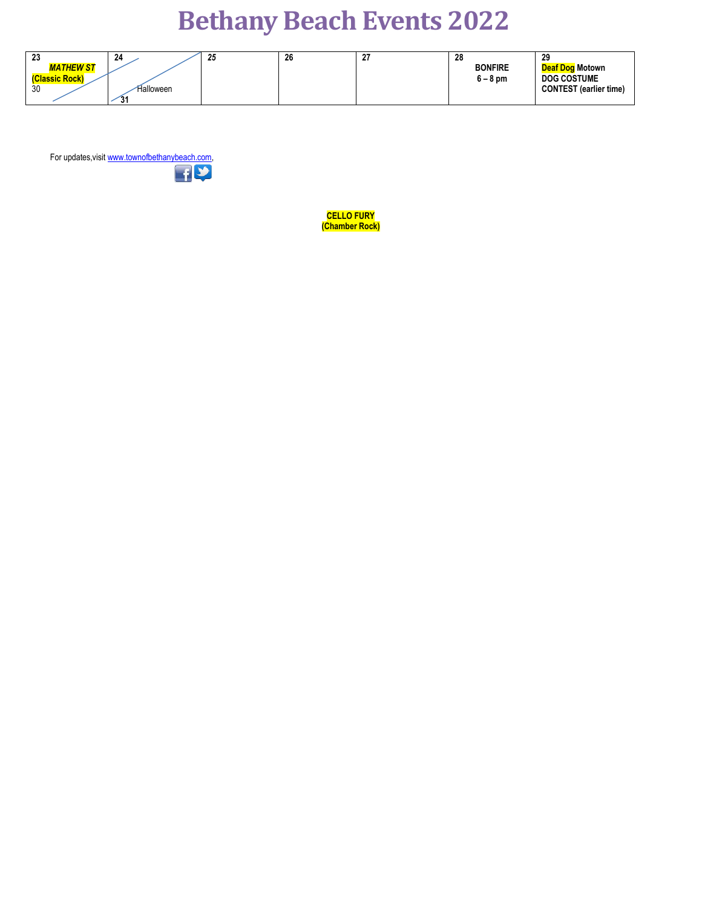# Bethany Beach Events 2022

| | | | | | | |
|---|---|---|---|---|---|---|
| 23 ***MATHEW ST*** **(Classic Rock)** 30 | 24 Halloween **31** | ***25*** | **26** | **27** | **28** **BONFIRE 6 – 8 pm** | **29** **Deaf Dog Motown DOG COSTUME CONTEST (earlier time)** |

For updates,visit www.townofbethanybeach.com,

**CELLO FURY**
**(Chamber Rock)**